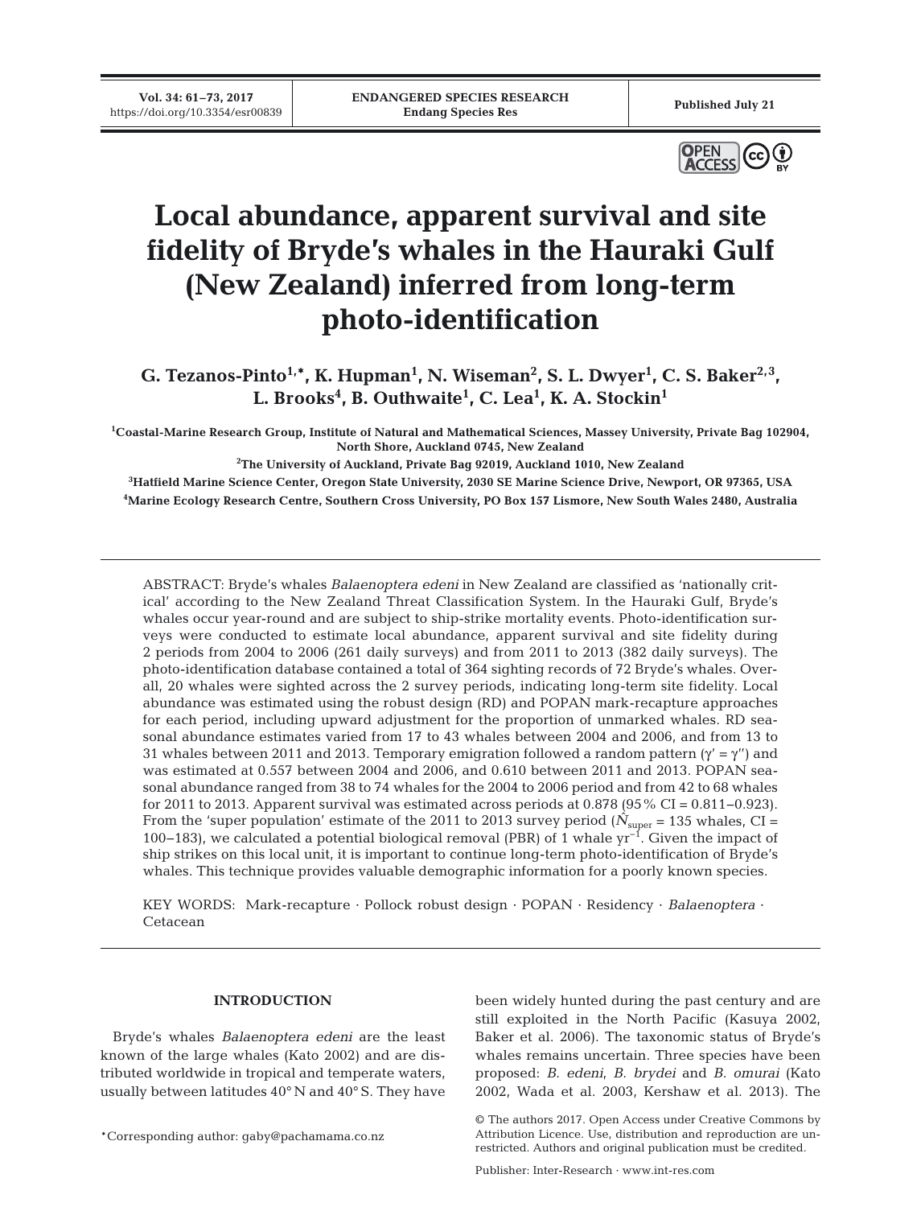# Local abundance, apparent survival and site fidelity of Bryde's whales in the Hauraki Gulf (New Zealand) inferred from long-term photo-identification

**G. Tezanos-Pinto[1,*], K. Hupman[1], N. Wiseman[2], S. L. Dwyer[1], C. S. Baker[2,3], L. Brooks[4], B. Outhwaite[1], C. Lea[1], K. A. Stockin[1]**

[1]Coastal-Marine Research Group, Institute of Natural and Mathematical Sciences, Massey University, Private Bag 102904, North Shore, Auckland 0745, New Zealand

[2]The University of Auckland, Private Bag 92019, Auckland 1010, New Zealand

[3]Hatfield Marine Science Center, Oregon State University, 2030 SE Marine Science Drive, Newport, OR 97365, USA

[4]Marine Ecology Research Centre, Southern Cross University, PO Box 157 Lismore, New South Wales 2480, Australia

ABSTRACT: Bryde's whales *Balaenoptera edeni* in New Zealand are classified as 'nationally critical' according to the New Zealand Threat Classification System. In the Hauraki Gulf, Bryde's whales occur year-round and are subject to ship-strike mortality events. Photo-identification surveys were conducted to estimate local abundance, apparent survival and site fidelity during 2 periods from 2004 to 2006 (261 daily surveys) and from 2011 to 2013 (382 daily surveys). The photo-identification database contained a total of 364 sighting records of 72 Bryde's whales. Overall, 20 whales were sighted across the 2 survey periods, indicating long-term site fidelity. Local abundance was estimated using the robust design (RD) and POPAN mark-recapture approaches for each period, including upward adjustment for the proportion of unmarked whales. RD seasonal abundance estimates varied from 17 to 43 whales between 2004 and 2006, and from 13 to 31 whales between 2011 and 2013. Temporary emigration followed a random pattern ($\gamma' = \gamma''$) and was estimated at 0.557 between 2004 and 2006, and 0.610 between 2011 and 2013. POPAN seasonal abundance ranged from 38 to 74 whales for the 2004 to 2006 period and from 42 to 68 whales for 2011 to 2013. Apparent survival was estimated across periods at 0.878 (95% CI = 0.811–0.923). From the 'super population' estimate of the 2011 to 2013 survey period ($\hat{N}_{super}$ = 135 whales, CI = 100–183), we calculated a potential biological removal (PBR) of 1 whale $yr^{-1}$. Given the impact of ship strikes on this local unit, it is important to continue long-term photo-identification of Bryde's whales. This technique provides valuable demographic information for a poorly known species.

KEY WORDS: Mark-recapture · Pollock robust design · POPAN · Residency · *Balaenoptera* · Cetacean

## INTRODUCTION

Bryde's whales *Balaenoptera edeni* are the least known of the large whales (Kato 2002) and are distributed worldwide in tropical and temperate waters, usually between latitudes 40° N and 40° S. They have been widely hunted during the past century and are still exploited in the North Pacific (Kasuya 2002, Baker et al. 2006). The taxonomic status of Bryde's whales remains uncertain. Three species have been proposed: *B. edeni*, *B. brydei* and *B. omurai* (Kato 2002, Wada et al. 2003, Kershaw et al. 2013). The

*Corresponding author: gaby@pachamama.co.nz

© The authors 2017. Open Access under Creative Commons by Attribution Licence. Use, distribution and reproduction are unrestricted. Authors and original publication must be credited.

Publisher: Inter-Research · www.int-res.com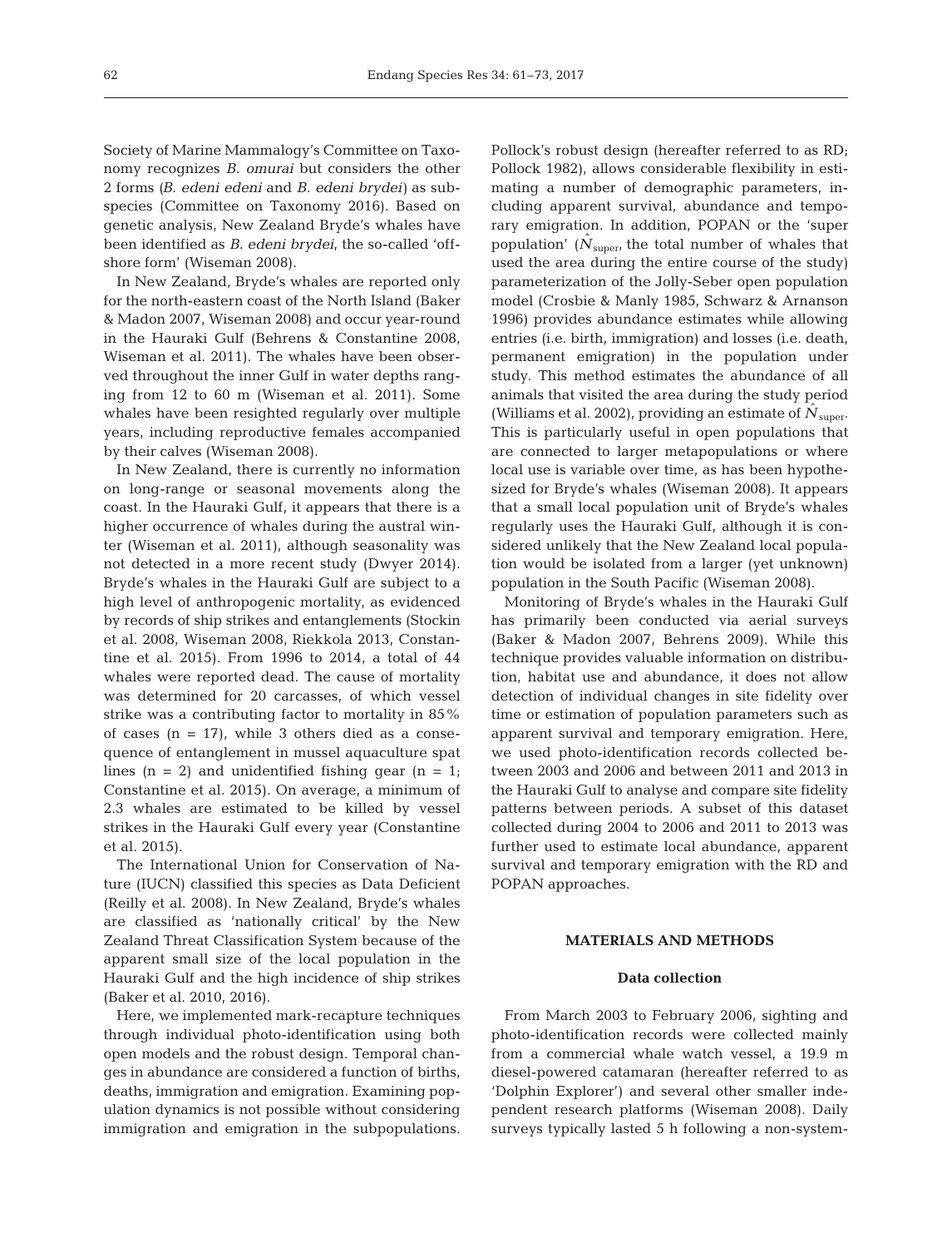Society of Marine Mammalogy's Committee on Taxonomy recognizes *B. omurai* but considers the other 2 forms (*B. edeni edeni* and *B. edeni brydei*) as subspecies (Committee on Taxonomy 2016). Based on genetic analysis, New Zealand Bryde's whales have been identified as *B. edeni brydei*, the so-called 'offshore form' (Wiseman 2008).

In New Zealand, Bryde's whales are reported only for the north-eastern coast of the North Island (Baker & Madon 2007, Wiseman 2008) and occur year-round in the Hauraki Gulf (Behrens & Constantine 2008, Wiseman et al. 2011). The whales have been observed throughout the inner Gulf in water depths ranging from 12 to 60 m (Wiseman et al. 2011). Some whales have been resighted regularly over multiple years, including reproductive females accompanied by their calves (Wiseman 2008).

In New Zealand, there is currently no information on long-range or seasonal movements along the coast. In the Hauraki Gulf, it appears that there is a higher occurrence of whales during the austral winter (Wiseman et al. 2011), although seasonality was not detected in a more recent study (Dwyer 2014). Bryde's whales in the Hauraki Gulf are subject to a high level of anthropogenic mortality, as evidenced by records of ship strikes and entanglements (Stockin et al. 2008, Wiseman 2008, Riekkola 2013, Constantine et al. 2015). From 1996 to 2014, a total of 44 whales were reported dead. The cause of mortality was determined for 20 carcasses, of which vessel strike was a contributing factor to mortality in 85% of cases (n = 17), while 3 others died as a consequence of entanglement in mussel aquaculture spat lines (n = 2) and unidentified fishing gear (n = 1; Constantine et al. 2015). On average, a minimum of 2.3 whales are estimated to be killed by vessel strikes in the Hauraki Gulf every year (Constantine et al. 2015).

The International Union for Conservation of Nature (IUCN) classified this species as Data Deficient (Reilly et al. 2008). In New Zealand, Bryde's whales are classified as 'nationally critical' by the New Zealand Threat Classification System because of the apparent small size of the local population in the Hauraki Gulf and the high incidence of ship strikes (Baker et al. 2010, 2016).

Here, we implemented mark-recapture techniques through individual photo-identification using both open models and the robust design. Temporal changes in abundance are considered a function of births, deaths, immigration and emigration. Examining population dynamics is not possible without considering immigration and emigration in the subpopulations. Pollock's robust design (hereafter referred to as RD; Pollock 1982), allows considerable flexibility in estimating a number of demographic parameters, including apparent survival, abundance and temporary emigration. In addition, POPAN or the 'super population' ($\hat{N}_{\text{super}}$, the total number of whales that used the area during the entire course of the study) parameterization of the Jolly-Seber open population model (Crosbie & Manly 1985, Schwarz & Arnanson 1996) provides abundance estimates while allowing entries (i.e. birth, immigration) and losses (i.e. death, permanent emigration) in the population under study. This method estimates the abundance of all animals that visited the area during the study period (Williams et al. 2002), providing an estimate of $\hat{N}_{\text{super}}$. This is particularly useful in open populations that are connected to larger metapopulations or where local use is variable over time, as has been hypothesized for Bryde's whales (Wiseman 2008). It appears that a small local population unit of Bryde's whales regularly uses the Hauraki Gulf, although it is considered unlikely that the New Zealand local population would be isolated from a larger (yet unknown) population in the South Pacific (Wiseman 2008).

Monitoring of Bryde's whales in the Hauraki Gulf has primarily been conducted via aerial surveys (Baker & Madon 2007, Behrens 2009). While this technique provides valuable information on distribution, habitat use and abundance, it does not allow detection of individual changes in site fidelity over time or estimation of population parameters such as apparent survival and temporary emigration. Here, we used photo-identification records collected between 2003 and 2006 and between 2011 and 2013 in the Hauraki Gulf to analyse and compare site fidelity patterns between periods. A subset of this dataset collected during 2004 to 2006 and 2011 to 2013 was further used to estimate local abundance, apparent survival and temporary emigration with the RD and POPAN approaches.

## MATERIALS AND METHODS

### Data collection

From March 2003 to February 2006, sighting and photo-identification records were collected mainly from a commercial whale watch vessel, a 19.9 m diesel-powered catamaran (hereafter referred to as 'Dolphin Explorer') and several other smaller independent research platforms (Wiseman 2008). Daily surveys typically lasted 5 h following a non-system-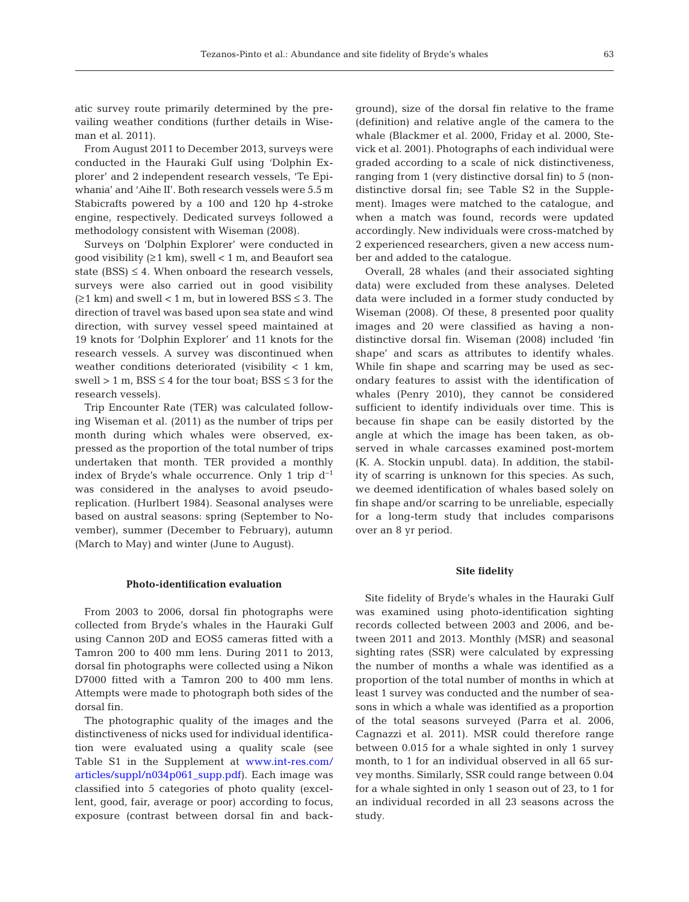atic survey route primarily determined by the prevailing weather conditions (further details in Wiseman et al. 2011).

From August 2011 to December 2013, surveys were conducted in the Hauraki Gulf using 'Dolphin Explorer' and 2 independent research vessels, 'Te Epiwhania' and 'Aihe II'. Both research vessels were 5.5 m Stabicrafts powered by a 100 and 120 hp 4-stroke engine, respectively. Dedicated surveys followed a methodology consistent with Wiseman (2008).

Surveys on 'Dolphin Explorer' were conducted in good visibility (≥1 km), swell < 1 m, and Beaufort sea state (BSS) ≤ 4. When onboard the research vessels, surveys were also carried out in good visibility (≥1 km) and swell < 1 m, but in lowered BSS ≤ 3. The direction of travel was based upon sea state and wind direction, with survey vessel speed maintained at 19 knots for 'Dolphin Explorer' and 11 knots for the research vessels. A survey was discontinued when weather conditions deteriorated (visibility < 1 km, swell > 1 m, BSS ≤ 4 for the tour boat; BSS ≤ 3 for the research vessels).

Trip Encounter Rate (TER) was calculated following Wiseman et al. (2011) as the number of trips per month during which whales were observed, expressed as the proportion of the total number of trips undertaken that month. TER provided a monthly index of Bryde's whale occurrence. Only 1 trip $d^{-1}$ was considered in the analyses to avoid pseudoreplication. (Hurlbert 1984). Seasonal analyses were based on austral seasons: spring (September to November), summer (December to February), autumn (March to May) and winter (June to August).

### Photo-identification evaluation

From 2003 to 2006, dorsal fin photographs were collected from Bryde's whales in the Hauraki Gulf using Cannon 20D and EOS5 cameras fitted with a Tamron 200 to 400 mm lens. During 2011 to 2013, dorsal fin photographs were collected using a Nikon D7000 fitted with a Tamron 200 to 400 mm lens. Attempts were made to photograph both sides of the dorsal fin.

The photographic quality of the images and the distinctiveness of nicks used for individual identification were evaluated using a quality scale (see Table S1 in the Supplement at www.int-res.com/articles/suppl/n034p061_supp.pdf). Each image was classified into 5 categories of photo quality (excellent, good, fair, average or poor) according to focus, exposure (contrast between dorsal fin and background), size of the dorsal fin relative to the frame (definition) and relative angle of the camera to the whale (Blackmer et al. 2000, Friday et al. 2000, Stevick et al. 2001). Photographs of each individual were graded according to a scale of nick distinctiveness, ranging from 1 (very distinctive dorsal fin) to 5 (non-distinctive dorsal fin; see Table S2 in the Supplement). Images were matched to the catalogue, and when a match was found, records were updated accordingly. New individuals were cross-matched by 2 experienced researchers, given a new access number and added to the catalogue.

Overall, 28 whales (and their associated sighting data) were excluded from these analyses. Deleted data were included in a former study conducted by Wiseman (2008). Of these, 8 presented poor quality images and 20 were classified as having a non-distinctive dorsal fin. Wiseman (2008) included 'fin shape' and scars as attributes to identify whales. While fin shape and scarring may be used as secondary features to assist with the identification of whales (Penry 2010), they cannot be considered sufficient to identify individuals over time. This is because fin shape can be easily distorted by the angle at which the image has been taken, as observed in whale carcasses examined post-mortem (K. A. Stockin unpubl. data). In addition, the stability of scarring is unknown for this species. As such, we deemed identification of whales based solely on fin shape and/or scarring to be unreliable, especially for a long-term study that includes comparisons over an 8 yr period.

### Site fidelity

Site fidelity of Bryde's whales in the Hauraki Gulf was examined using photo-identification sighting records collected between 2003 and 2006, and between 2011 and 2013. Monthly (MSR) and seasonal sighting rates (SSR) were calculated by expressing the number of months a whale was identified as a proportion of the total number of months in which at least 1 survey was conducted and the number of seasons in which a whale was identified as a proportion of the total seasons surveyed (Parra et al. 2006, Cagnazzi et al. 2011). MSR could therefore range between 0.015 for a whale sighted in only 1 survey month, to 1 for an individual observed in all 65 survey months. Similarly, SSR could range between 0.04 for a whale sighted in only 1 season out of 23, to 1 for an individual recorded in all 23 seasons across the study.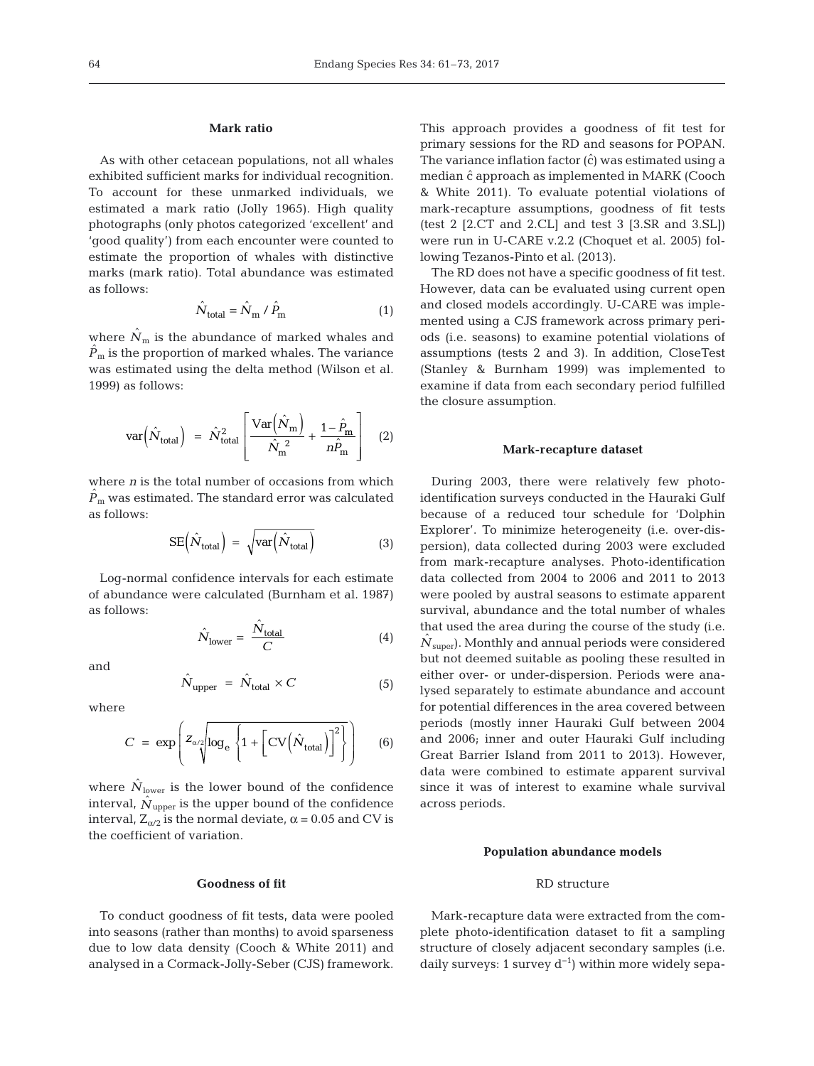### Mark ratio

As with other cetacean populations, not all whales exhibited sufficient marks for individual recognition. To account for these unmarked individuals, we estimated a mark ratio (Jolly 1965). High quality photographs (only photos categorized 'excellent' and 'good quality') from each encounter were counted to estimate the proportion of whales with distinctive marks (mark ratio). Total abundance was estimated as follows:

$$\hat{N}_{\text{total}} = \hat{N}_{\text{m}} / \hat{P}_{\text{m}} \quad (1)$$

where $\hat{N}_{\text{m}}$ is the abundance of marked whales and $\hat{P}_{\text{m}}$ is the proportion of marked whales. The variance was estimated using the delta method (Wilson et al. 1999) as follows:

$$\text{var}\left(\hat{N}_{\text{total}}\right) = \hat{N}_{\text{total}}^{2}\left[\frac{\text{Var}\left(\hat{N}_{\text{m}}\right)}{\hat{N}_{\text{m}}^{2}} + \frac{1-\hat{P}_{\text{m}}}{n\hat{P}_{\text{m}}}\right] \quad (2)$$

where $n$ is the total number of occasions from which $\hat{P}_{\text{m}}$ was estimated. The standard error was calculated as follows:

$$\text{SE}\left(\hat{N}_{\text{total}}\right) = \sqrt{\text{var}\left(\hat{N}_{\text{total}}\right)} \quad (3)$$

Log-normal confidence intervals for each estimate of abundance were calculated (Burnham et al. 1987) as follows:

$$\hat{N}_{\text{lower}} = \frac{\hat{N}_{\text{total}}}{C} \quad (4)$$

and

$$\hat{N}_{\text{upper}} = \hat{N}_{\text{total}} \times C \quad (5)$$

where

$$C = \exp\left(z_{\alpha/2}\sqrt{\log_{\text{e}}\left\{1 + \left[\text{CV}\left(\hat{N}_{\text{total}}\right)\right]^{2}\right\}}\right) \quad (6)$$

where $\hat{N}_{\text{lower}}$ is the lower bound of the confidence interval, $\hat{N}_{\text{upper}}$ is the upper bound of the confidence interval, $Z_{\alpha/2}$ is the normal deviate, $\alpha = 0.05$ and CV is the coefficient of variation.

### Goodness of fit

To conduct goodness of fit tests, data were pooled into seasons (rather than months) to avoid sparseness due to low data density (Cooch & White 2011) and analysed in a Cormack-Jolly-Seber (CJS) framework. This approach provides a goodness of fit test for primary sessions for the RD and seasons for POPAN. The variance inflation factor ($\hat{c}$) was estimated using a median $\hat{c}$ approach as implemented in MARK (Cooch & White 2011). To evaluate potential violations of mark-recapture assumptions, goodness of fit tests (test 2 [2.CT and 2.CL] and test 3 [3.SR and 3.SL]) were run in U-CARE v.2.2 (Choquet et al. 2005) following Tezanos-Pinto et al. (2013).

The RD does not have a specific goodness of fit test. However, data can be evaluated using current open and closed models accordingly. U-CARE was implemented using a CJS framework across primary periods (i.e. seasons) to examine potential violations of assumptions (tests 2 and 3). In addition, CloseTest (Stanley & Burnham 1999) was implemented to examine if data from each secondary period fulfilled the closure assumption.

### Mark-recapture dataset

During 2003, there were relatively few photo-identification surveys conducted in the Hauraki Gulf because of a reduced tour schedule for 'Dolphin Explorer'. To minimize heterogeneity (i.e. over-dispersion), data collected during 2003 were excluded from mark-recapture analyses. Photo-identification data collected from 2004 to 2006 and 2011 to 2013 were pooled by austral seasons to estimate apparent survival, abundance and the total number of whales that used the area during the course of the study (i.e. $\hat{N}_{\text{super}}$). Monthly and annual periods were considered but not deemed suitable as pooling these resulted in either over- or under-dispersion. Periods were analysed separately to estimate abundance and account for potential differences in the area covered between periods (mostly inner Hauraki Gulf between 2004 and 2006; inner and outer Hauraki Gulf including Great Barrier Island from 2011 to 2013). However, data were combined to estimate apparent survival since it was of interest to examine whale survival across periods.

### Population abundance models

#### RD structure

Mark-recapture data were extracted from the complete photo-identification dataset to fit a sampling structure of closely adjacent secondary samples (i.e. daily surveys: 1 survey $\text{d}^{-1}$) within more widely sepa-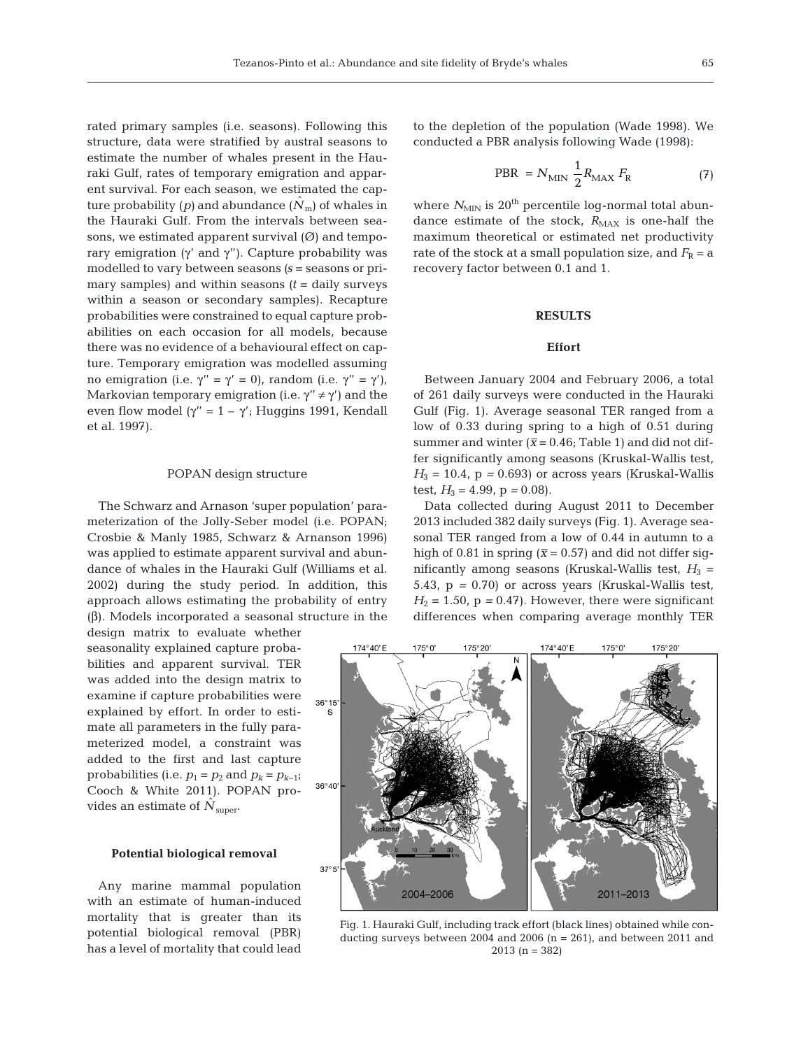rated primary samples (i.e. seasons). Following this structure, data were stratified by austral seasons to estimate the number of whales present in the Hauraki Gulf, rates of temporary emigration and apparent survival. For each season, we estimated the capture probability ($p$) and abundance ($\hat{N}_m$) of whales in the Hauraki Gulf. From the intervals between seasons, we estimated apparent survival (Ø) and temporary emigration ($\gamma'$ and $\gamma''$). Capture probability was modelled to vary between seasons ($s$ = seasons or primary samples) and within seasons ($t$ = daily surveys within a season or secondary samples). Recapture probabilities were constrained to equal capture probabilities on each occasion for all models, because there was no evidence of a behavioural effect on capture. Temporary emigration was modelled assuming no emigration (i.e. $\gamma'' = \gamma' = 0$), random (i.e. $\gamma'' = \gamma'$), Markovian temporary emigration (i.e. $\gamma'' \neq \gamma'$) and the even flow model ($\gamma'' = 1 - \gamma'$; Huggins 1991, Kendall et al. 1997).

#### POPAN design structure

The Schwarz and Arnason 'super population' parameterization of the Jolly-Seber model (i.e. POPAN; Crosbie & Manly 1985, Schwarz & Arnanson 1996) was applied to estimate apparent survival and abundance of whales in the Hauraki Gulf (Williams et al. 2002) during the study period. In addition, this approach allows estimating the probability of entry (β). Models incorporated a seasonal structure in the design matrix to evaluate whether seasonality explained capture probabilities and apparent survival. TER was added into the design matrix to examine if capture probabilities were explained by effort. In order to estimate all parameters in the fully parameterized model, a constraint was added to the first and last capture probabilities (i.e. $p_1 = p_2$ and $p_k = p_{k-1}$; Cooch & White 2011). POPAN provides an estimate of $\hat{N}_{\text{super}}$.

### Potential biological removal

Any marine mammal population with an estimate of human-induced mortality that is greater than its potential biological removal (PBR) has a level of mortality that could lead to the depletion of the population (Wade 1998). We conducted a PBR analysis following Wade (1998):

$$\text{PBR} = N_{\text{MIN}} \frac{1}{2} R_{\text{MAX}} F_{\text{R}} \tag{7}$$

where $N_{\text{MIN}}$ is 20[th] percentile log-normal total abundance estimate of the stock, $R_{\text{MAX}}$ is one-half the maximum theoretical or estimated net productivity rate of the stock at a small population size, and $F_{\text{R}}$ = a recovery factor between 0.1 and 1.

## RESULTS

### Effort

Between January 2004 and February 2006, a total of 261 daily surveys were conducted in the Hauraki Gulf (Fig. 1). Average seasonal TER ranged from a low of 0.33 during spring to a high of 0.51 during summer and winter ($\bar{x} = 0.46$; Table 1) and did not differ significantly among seasons (Kruskal-Wallis test, $H_3 = 10.4$, $p = 0.693$) or across years (Kruskal-Wallis test, $H_3 = 4.99$, $p = 0.08$).

Data collected during August 2011 to December 2013 included 382 daily surveys (Fig. 1). Average seasonal TER ranged from a low of 0.44 in autumn to a high of 0.81 in spring ($\bar{x} = 0.57$) and did not differ significantly among seasons (Kruskal-Wallis test, $H_3 = 5.43$, $p = 0.70$) or across years (Kruskal-Wallis test, $H_2 = 1.50$, $p = 0.47$). However, there were significant differences when comparing average monthly TER

Fig. 1. Hauraki Gulf, including track effort (black lines) obtained while conducting surveys between 2004 and 2006 (n = 261), and between 2011 and 2013 (n = 382)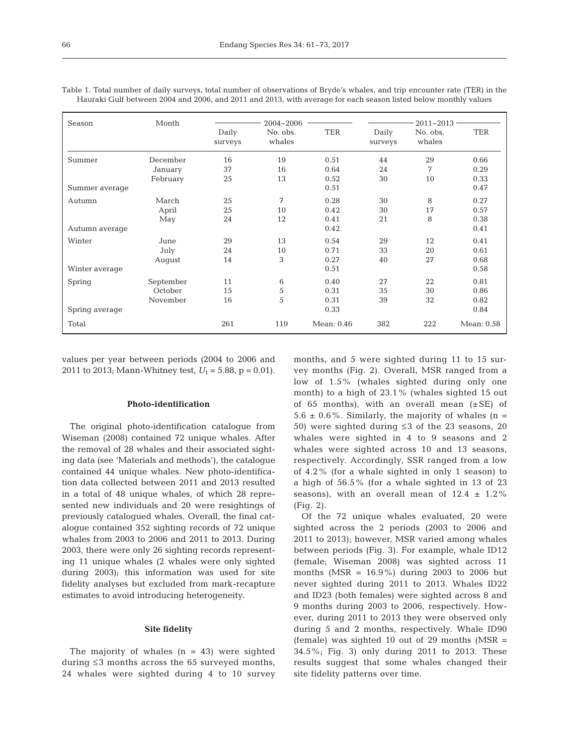Table 1. Total number of daily surveys, total number of observations of Bryde's whales, and trip encounter rate (TER) in the Hauraki Gulf between 2004 and 2006, and 2011 and 2013, with average for each season listed below monthly values

| Season | Month | 2004–2006 | | | 2011–2013 | | |
|---|---|---|---|---|---|---|---|
| | | Daily surveys | No. obs. whales | TER | Daily surveys | No. obs. whales | TER |
| Summer | December | 16 | 19 | 0.51 | 44 | 29 | 0.66 |
| | January | 37 | 16 | 0.64 | 24 | 7 | 0.29 |
| | February | 25 | 13 | 0.52 | 30 | 10 | 0.33 |
| Summer average | | | | 0.51 | | | 0.47 |
| Autumn | March | 25 | 7 | 0.28 | 30 | 8 | 0.27 |
| | April | 25 | 10 | 0.42 | 30 | 17 | 0.57 |
| | May | 24 | 12 | 0.41 | 21 | 8 | 0.38 |
| Autumn average | | | | 0.42 | | | 0.41 |
| Winter | June | 29 | 13 | 0.54 | 29 | 12 | 0.41 |
| | July | 24 | 10 | 0.71 | 33 | 20 | 0.61 |
| | August | 14 | 3 | 0.27 | 40 | 27 | 0.68 |
| Winter average | | | | 0.51 | | | 0.58 |
| Spring | September | 11 | 6 | 0.40 | 27 | 22 | 0.81 |
| | October | 15 | 5 | 0.31 | 35 | 30 | 0.86 |
| | November | 16 | 5 | 0.31 | 39 | 32 | 0.82 |
| Spring average | | | | 0.33 | | | 0.84 |
| Total | | 261 | 119 | Mean: 0.46 | 382 | 222 | Mean: 0.58 |

values per year between periods (2004 to 2006 and 2011 to 2013; Mann-Whitney test, $U_1 = 5.88$, $p = 0.01$).

### Photo-identification

The original photo-identification catalogue from Wiseman (2008) contained 72 unique whales. After the removal of 28 whales and their associated sighting data (see 'Materials and methods'), the catalogue contained 44 unique whales. New photo-identification data collected between 2011 and 2013 resulted in a total of 48 unique whales, of which 28 represented new individuals and 20 were resightings of previously catalogued whales. Overall, the final catalogue contained 352 sighting records of 72 unique whales from 2003 to 2006 and 2011 to 2013. During 2003, there were only 26 sighting records representing 11 unique whales (2 whales were only sighted during 2003); this information was used for site fidelity analyses but excluded from mark-recapture estimates to avoid introducing heterogeneity.

### Site fidelity

The majority of whales ($n = 43$) were sighted during ≤3 months across the 65 surveyed months, 24 whales were sighted during 4 to 10 survey months, and 5 were sighted during 11 to 15 survey months (Fig. 2). Overall, MSR ranged from a low of 1.5% (whales sighted during only one month) to a high of 23.1% (whales sighted 15 out of 65 months), with an overall mean (±SE) of 5.6 ± 0.6%. Similarly, the majority of whales ($n = 50$) were sighted during ≤3 of the 23 seasons, 20 whales were sighted in 4 to 9 seasons and 2 whales were sighted across 10 and 13 seasons, respectively. Accordingly, SSR ranged from a low of 4.2% (for a whale sighted in only 1 season) to a high of 56.5% (for a whale sighted in 13 of 23 seasons), with an overall mean of 12.4 ± 1.2% (Fig. 2).

Of the 72 unique whales evaluated, 20 were sighted across the 2 periods (2003 to 2006 and 2011 to 2013); however, MSR varied among whales between periods (Fig. 3). For example, whale ID12 (female; Wiseman 2008) was sighted across 11 months (MSR = 16.9%) during 2003 to 2006 but never sighted during 2011 to 2013. Whales ID22 and ID23 (both females) were sighted across 8 and 9 months during 2003 to 2006, respectively. However, during 2011 to 2013 they were observed only during 5 and 2 months, respectively. Whale ID90 (female) was sighted 10 out of 29 months (MSR = 34.5%; Fig. 3) only during 2011 to 2013. These results suggest that some whales changed their site fidelity patterns over time.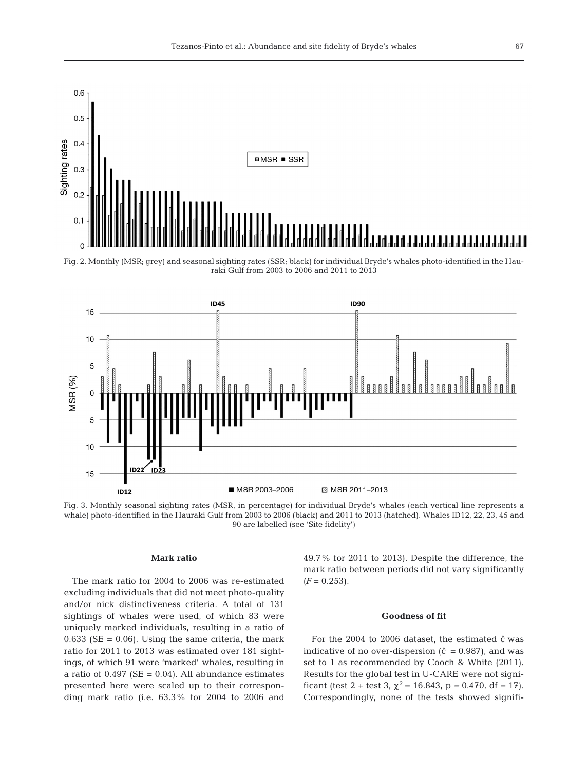Fig. 2. Monthly (MSR; grey) and seasonal sighting rates (SSR; black) for individual Bryde's whales photo-identified in the Hauraki Gulf from 2003 to 2006 and 2011 to 2013

Fig. 3. Monthly seasonal sighting rates (MSR, in percentage) for individual Bryde's whales (each vertical line represents a whale) photo-identified in the Hauraki Gulf from 2003 to 2006 (black) and 2011 to 2013 (hatched). Whales ID12, 22, 23, 45 and 90 are labelled (see 'Site fidelity')

### Mark ratio

The mark ratio for 2004 to 2006 was re-estimated excluding individuals that did not meet photo-quality and/or nick distinctiveness criteria. A total of 131 sightings of whales were used, of which 83 were uniquely marked individuals, resulting in a ratio of 0.633 (SE = 0.06). Using the same criteria, the mark ratio for 2011 to 2013 was estimated over 181 sightings, of which 91 were 'marked' whales, resulting in a ratio of 0.497 (SE = 0.04). All abundance estimates presented here were scaled up to their corresponding mark ratio (i.e. 63.3% for 2004 to 2006 and 49.7% for 2011 to 2013). Despite the difference, the mark ratio between periods did not vary significantly ($F = 0.253$).

### Goodness of fit

For the 2004 to 2006 dataset, the estimated $\hat{c}$ was indicative of no over-dispersion ($\hat{c} = 0.987$), and was set to 1 as recommended by Cooch & White (2011). Results for the global test in U-CARE were not significant (test 2 + test 3, $\chi^2 = 16.843$, $p = 0.470$, df = 17). Correspondingly, none of the tests showed signifi-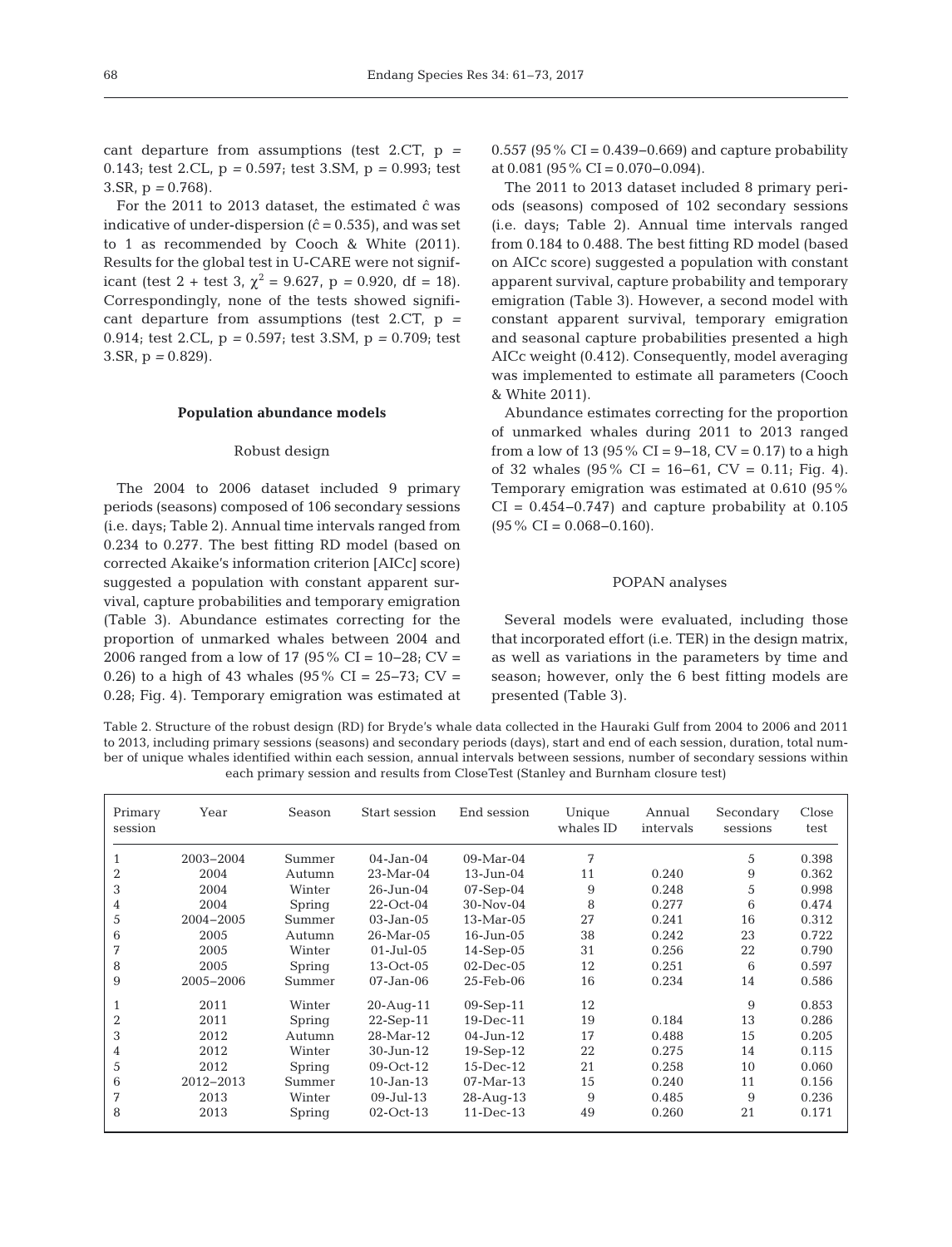cant departure from assumptions (test 2.CT, p = 0.143; test 2.CL, p = 0.597; test 3.SM, p = 0.993; test 3.SR, p = 0.768).

For the 2011 to 2013 dataset, the estimated ĉ was indicative of under-dispersion (ĉ = 0.535), and was set to 1 as recommended by Cooch & White (2011). Results for the global test in U-CARE were not significant (test 2 + test 3, $\chi^2$ = 9.627, p = 0.920, df = 18). Correspondingly, none of the tests showed significant departure from assumptions (test 2.CT, p = 0.914; test 2.CL, p = 0.597; test 3.SM, p = 0.709; test 3.SR, p = 0.829).

## Population abundance models

### Robust design

The 2004 to 2006 dataset included 9 primary periods (seasons) composed of 106 secondary sessions (i.e. days; Table 2). Annual time intervals ranged from 0.234 to 0.277. The best fitting RD model (based on corrected Akaike's information criterion [AICc] score) suggested a population with constant apparent survival, capture probabilities and temporary emigration (Table 3). Abundance estimates correcting for the proportion of unmarked whales between 2004 and 2006 ranged from a low of 17 (95% CI = 10−28; CV = 0.26) to a high of 43 whales (95% CI = 25−73; CV = 0.28; Fig. 4). Temporary emigration was estimated at 0.557 (95% CI = 0.439−0.669) and capture probability at 0.081 (95% CI = 0.070−0.094).

The 2011 to 2013 dataset included 8 primary periods (seasons) composed of 102 secondary sessions (i.e. days; Table 2). Annual time intervals ranged from 0.184 to 0.488. The best fitting RD model (based on AICc score) suggested a population with constant apparent survival, capture probability and temporary emigration (Table 3). However, a second model with constant apparent survival, temporary emigration and seasonal capture probabilities presented a high AICc weight (0.412). Consequently, model averaging was implemented to estimate all parameters (Cooch & White 2011).

Abundance estimates correcting for the proportion of unmarked whales during 2011 to 2013 ranged from a low of 13 (95% CI = 9−18, CV = 0.17) to a high of 32 whales (95% CI = 16−61, CV = 0.11; Fig. 4). Temporary emigration was estimated at 0.610 (95% CI = 0.454−0.747) and capture probability at 0.105 (95% CI = 0.068−0.160).

### POPAN analyses

Several models were evaluated, including those that incorporated effort (i.e. TER) in the design matrix, as well as variations in the parameters by time and season; however, only the 6 best fitting models are presented (Table 3).

Table 2. Structure of the robust design (RD) for Bryde's whale data collected in the Hauraki Gulf from 2004 to 2006 and 2011 to 2013, including primary sessions (seasons) and secondary periods (days), start and end of each session, duration, total number of unique whales identified within each session, annual intervals between sessions, number of secondary sessions within each primary session and results from CloseTest (Stanley and Burnham closure test)

| Primary session | Year | Season | Start session | End session | Unique whales ID | Annual intervals | Secondary sessions | Close test |
|---|---|---|---|---|---|---|---|---|
| 1 | 2003–2004 | Summer | 04-Jan-04 | 09-Mar-04 | 7 | | 5 | 0.398 |
| 2 | 2004 | Autumn | 23-Mar-04 | 13-Jun-04 | 11 | 0.240 | 9 | 0.362 |
| 3 | 2004 | Winter | 26-Jun-04 | 07-Sep-04 | 9 | 0.248 | 5 | 0.998 |
| 4 | 2004 | Spring | 22-Oct-04 | 30-Nov-04 | 8 | 0.277 | 6 | 0.474 |
| 5 | 2004–2005 | Summer | 03-Jan-05 | 13-Mar-05 | 27 | 0.241 | 16 | 0.312 |
| 6 | 2005 | Autumn | 26-Mar-05 | 16-Jun-05 | 38 | 0.242 | 23 | 0.722 |
| 7 | 2005 | Winter | 01-Jul-05 | 14-Sep-05 | 31 | 0.256 | 22 | 0.790 |
| 8 | 2005 | Spring | 13-Oct-05 | 02-Dec-05 | 12 | 0.251 | 6 | 0.597 |
| 9 | 2005–2006 | Summer | 07-Jan-06 | 25-Feb-06 | 16 | 0.234 | 14 | 0.586 |
| 1 | 2011 | Winter | 20-Aug-11 | 09-Sep-11 | 12 | | 9 | 0.853 |
| 2 | 2011 | Spring | 22-Sep-11 | 19-Dec-11 | 19 | 0.184 | 13 | 0.286 |
| 3 | 2012 | Autumn | 28-Mar-12 | 04-Jun-12 | 17 | 0.488 | 15 | 0.205 |
| 4 | 2012 | Winter | 30-Jun-12 | 19-Sep-12 | 22 | 0.275 | 14 | 0.115 |
| 5 | 2012 | Spring | 09-Oct-12 | 15-Dec-12 | 21 | 0.258 | 10 | 0.060 |
| 6 | 2012–2013 | Summer | 10-Jan-13 | 07-Mar-13 | 15 | 0.240 | 11 | 0.156 |
| 7 | 2013 | Winter | 09-Jul-13 | 28-Aug-13 | 9 | 0.485 | 9 | 0.236 |
| 8 | 2013 | Spring | 02-Oct-13 | 11-Dec-13 | 49 | 0.260 | 21 | 0.171 |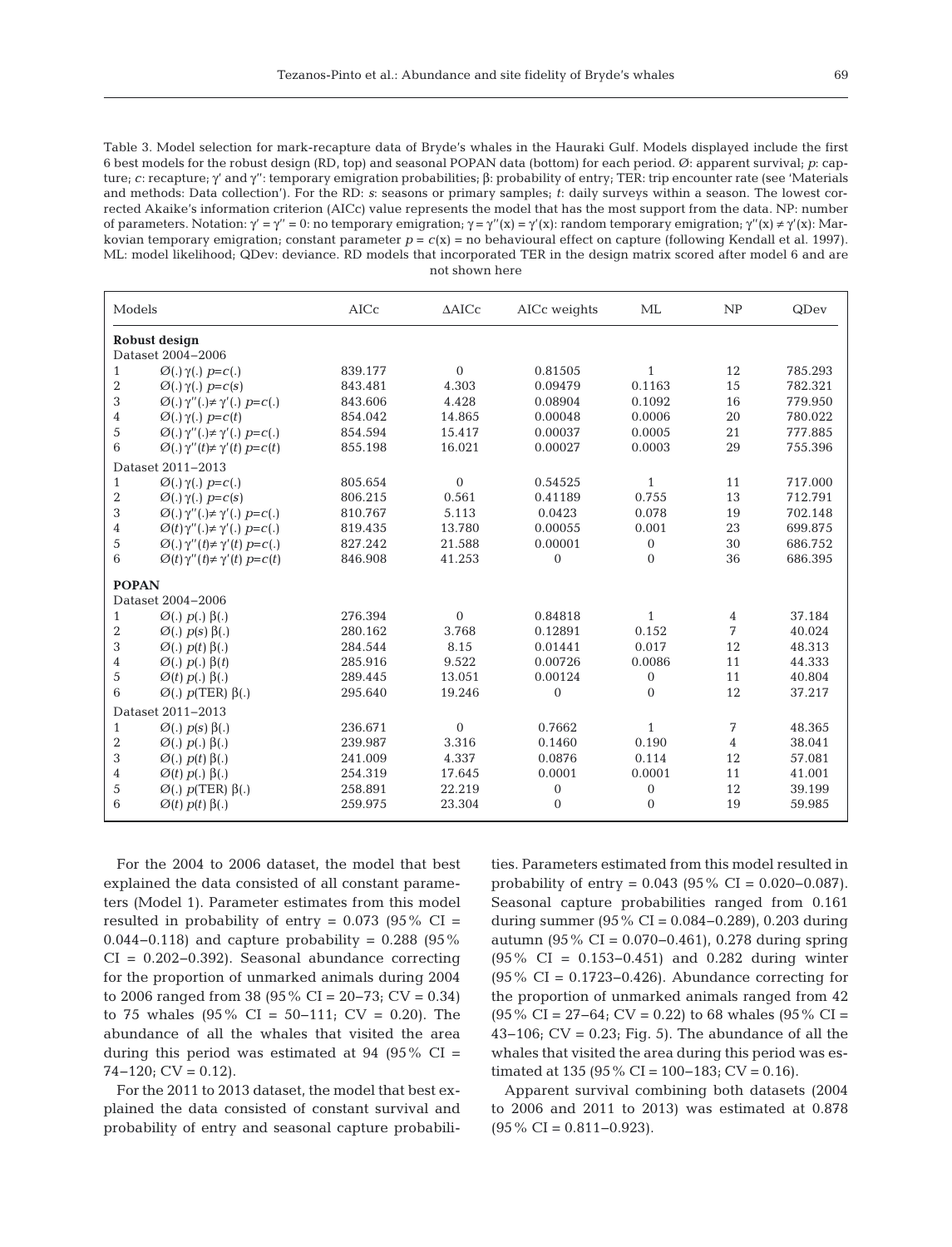Table 3. Model selection for mark-recapture data of Bryde's whales in the Hauraki Gulf. Models displayed include the first 6 best models for the robust design (RD, top) and seasonal POPAN data (bottom) for each period. Ø: apparent survival; *p*: capture; *c*: recapture; γ′ and γ″: temporary emigration probabilities; β: probability of entry; TER: trip encounter rate (see 'Materials and methods: Data collection'). For the RD: *s*: seasons or primary samples; *t*: daily surveys within a season. The lowest corrected Akaike's information criterion (AICc) value represents the model that has the most support from the data. NP: number of parameters. Notation: $\gamma' = \gamma'' = 0$: no temporary emigration; $\gamma = \gamma''(x) = \gamma'(x)$: random temporary emigration; $\gamma''(x) \neq \gamma'(x)$: Markovian temporary emigration; constant parameter $p = c(x)$ = no behavioural effect on capture (following Kendall et al. 1997). ML: model likelihood; QDev: deviance. RD models that incorporated TER in the design matrix scored after model 6 and are not shown here

| Models | | AICc | ΔAICc | AICc weights | ML | NP | QDev |
|---|---|---|---|---|---|---|---|
| **Robust design** | | | | | | | |
| Dataset 2004–2006 | | | | | | | |
| 1 | $\text{Ø}(.)\,\gamma(.)\;p{=}c(.)$ | 839.177 | 0 | 0.81505 | 1 | 12 | 785.293 |
| 2 | $\text{Ø}(.)\,\gamma(.)\;p{=}c(s)$ | 843.481 | 4.303 | 0.09479 | 0.1163 | 15 | 782.321 |
| 3 | $\text{Ø}(.)\,\gamma''(.){\neq}\gamma'(.)\;p{=}c(.)$ | 843.606 | 4.428 | 0.08904 | 0.1092 | 16 | 779.950 |
| 4 | $\text{Ø}(.)\,\gamma(.)\;p{=}c(t)$ | 854.042 | 14.865 | 0.00048 | 0.0006 | 20 | 780.022 |
| 5 | $\text{Ø}(.)\,\gamma''(.){\neq}\gamma'(.)\;p{=}c(.)$ | 854.594 | 15.417 | 0.00037 | 0.0005 | 21 | 777.885 |
| 6 | $\text{Ø}(.)\,\gamma''(t){\neq}\gamma'(t)\;p{=}c(t)$ | 855.198 | 16.021 | 0.00027 | 0.0003 | 29 | 755.396 |
| Dataset 2011–2013 | | | | | | | |
| 1 | $\text{Ø}(.)\,\gamma(.)\;p{=}c(.)$ | 805.654 | 0 | 0.54525 | 1 | 11 | 717.000 |
| 2 | $\text{Ø}(.)\,\gamma(.)\;p{=}c(s)$ | 806.215 | 0.561 | 0.41189 | 0.755 | 13 | 712.791 |
| 3 | $\text{Ø}(.)\,\gamma''(.){\neq}\gamma'(.)\;p{=}c(.)$ | 810.767 | 5.113 | 0.0423 | 0.078 | 19 | 702.148 |
| 4 | $\text{Ø}(t)\,\gamma''(.){\neq}\gamma'(.)\;p{=}c(.)$ | 819.435 | 13.780 | 0.00055 | 0.001 | 23 | 699.875 |
| 5 | $\text{Ø}(.)\,\gamma''(t){\neq}\gamma'(t)\;p{=}c(.)$ | 827.242 | 21.588 | 0.00001 | 0 | 30 | 686.752 |
| 6 | $\text{Ø}(t)\,\gamma''(t){\neq}\gamma'(t)\;p{=}c(t)$ | 846.908 | 41.253 | 0 | 0 | 36 | 686.395 |
| **POPAN** | | | | | | | |
| Dataset 2004–2006 | | | | | | | |
| 1 | $\text{Ø}(.)\;p(.)\;\beta(.)$ | 276.394 | 0 | 0.84818 | 1 | 4 | 37.184 |
| 2 | $\text{Ø}(.)\;p(s)\;\beta(.)$ | 280.162 | 3.768 | 0.12891 | 0.152 | 7 | 40.024 |
| 3 | $\text{Ø}(.)\;p(t)\;\beta(.)$ | 284.544 | 8.15 | 0.01441 | 0.017 | 12 | 48.313 |
| 4 | $\text{Ø}(.)\;p(.)\;\beta(t)$ | 285.916 | 9.522 | 0.00726 | 0.0086 | 11 | 44.333 |
| 5 | $\text{Ø}(t)\;p(.)\;\beta(.)$ | 289.445 | 13.051 | 0.00124 | 0 | 11 | 40.804 |
| 6 | $\text{Ø}(.)\;p(\text{TER})\;\beta(.)$ | 295.640 | 19.246 | 0 | 0 | 12 | 37.217 |
| Dataset 2011–2013 | | | | | | | |
| 1 | $\text{Ø}(.)\;p(s)\;\beta(.)$ | 236.671 | 0 | 0.7662 | 1 | 7 | 48.365 |
| 2 | $\text{Ø}(.)\;p(.)\;\beta(.)$ | 239.987 | 3.316 | 0.1460 | 0.190 | 4 | 38.041 |
| 3 | $\text{Ø}(.)\;p(t)\;\beta(.)$ | 241.009 | 4.337 | 0.0876 | 0.114 | 12 | 57.081 |
| 4 | $\text{Ø}(t)\;p(.)\;\beta(.)$ | 254.319 | 17.645 | 0.0001 | 0.0001 | 11 | 41.001 |
| 5 | $\text{Ø}(.)\;p(\text{TER})\;\beta(.)$ | 258.891 | 22.219 | 0 | 0 | 12 | 39.199 |
| 6 | $\text{Ø}(t)\;p(t)\;\beta(.)$ | 259.975 | 23.304 | 0 | 0 | 19 | 59.985 |

For the 2004 to 2006 dataset, the model that best explained the data consisted of all constant parameters (Model 1). Parameter estimates from this model resulted in probability of entry = 0.073 (95% CI = 0.044–0.118) and capture probability = 0.288 (95% CI = 0.202–0.392). Seasonal abundance correcting for the proportion of unmarked animals during 2004 to 2006 ranged from 38 (95% CI = 20–73; CV = 0.34) to 75 whales (95% CI = 50–111; CV = 0.20). The abundance of all the whales that visited the area during this period was estimated at 94 (95% CI = 74–120; CV = 0.12).

For the 2011 to 2013 dataset, the model that best explained the data consisted of constant survival and probability of entry and seasonal capture probabilities. Parameters estimated from this model resulted in probability of entry = 0.043 (95% CI = 0.020–0.087). Seasonal capture probabilities ranged from 0.161 during summer (95% CI = 0.084–0.289), 0.203 during autumn (95% CI = 0.070–0.461), 0.278 during spring (95% CI = 0.153–0.451) and 0.282 during winter (95% CI = 0.1723–0.426). Abundance correcting for the proportion of unmarked animals ranged from 42 (95% CI = 27–64; CV = 0.22) to 68 whales (95% CI = 43–106; CV = 0.23; Fig. 5). The abundance of all the whales that visited the area during this period was estimated at 135 (95% CI = 100–183; CV = 0.16).

Apparent survival combining both datasets (2004 to 2006 and 2011 to 2013) was estimated at 0.878 (95% CI = 0.811–0.923).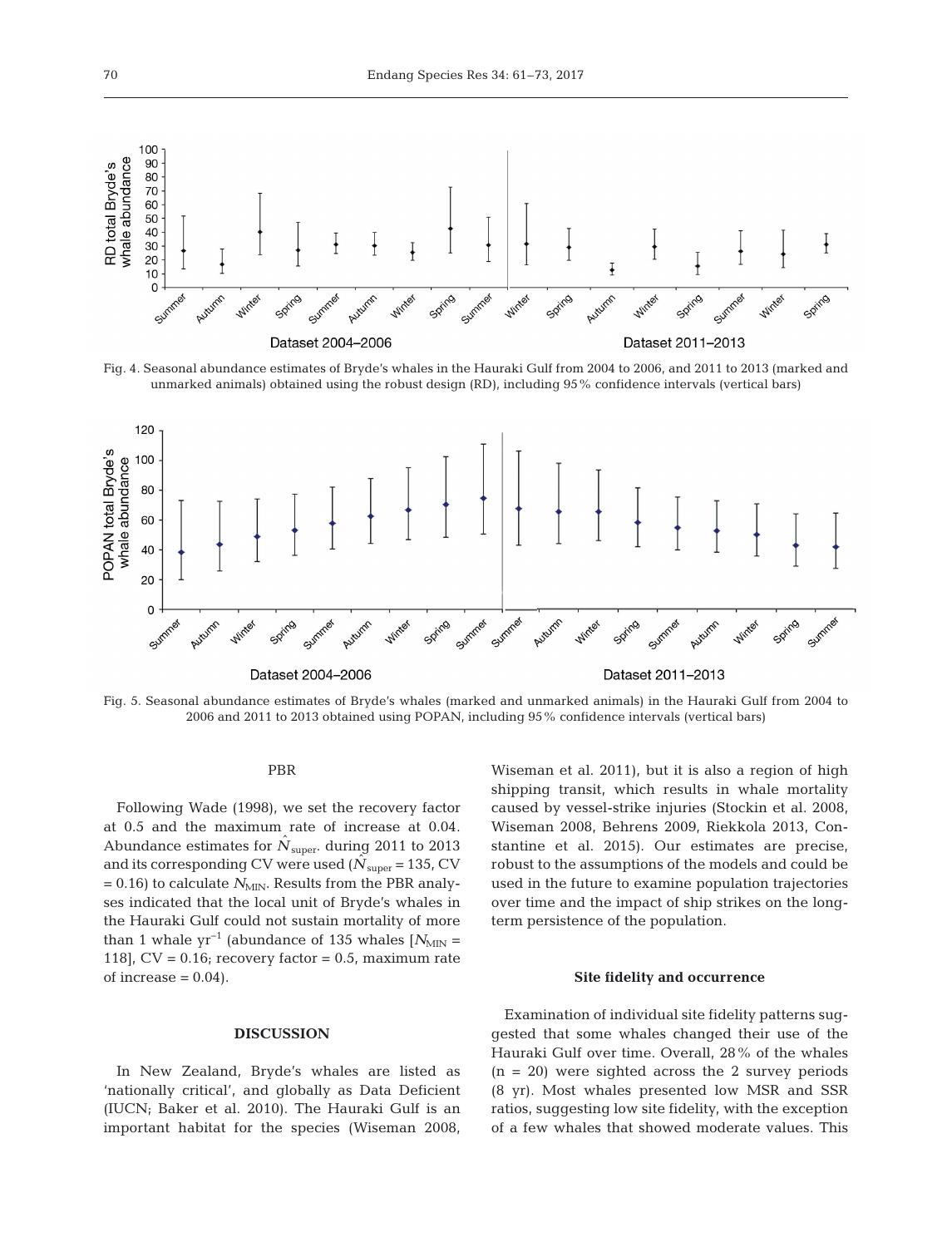Fig. 4. Seasonal abundance estimates of Bryde's whales in the Hauraki Gulf from 2004 to 2006, and 2011 to 2013 (marked and unmarked animals) obtained using the robust design (RD), including 95% confidence intervals (vertical bars)

Fig. 5. Seasonal abundance estimates of Bryde's whales (marked and unmarked animals) in the Hauraki Gulf from 2004 to 2006 and 2011 to 2013 obtained using POPAN, including 95% confidence intervals (vertical bars)

### PBR

Following Wade (1998), we set the recovery factor at 0.5 and the maximum rate of increase at 0.04. Abundance estimates for $\hat{N}_{\text{super}}$. during 2011 to 2013 and its corresponding CV were used ($\hat{N}_{\text{super}} = 135$, CV = 0.16) to calculate $N_{\text{MIN}}$. Results from the PBR analyses indicated that the local unit of Bryde's whales in the Hauraki Gulf could not sustain mortality of more than 1 whale yr$^{-1}$ (abundance of 135 whales [$N_{\text{MIN}}$ = 118], CV = 0.16; recovery factor = 0.5, maximum rate of increase = 0.04).

## DISCUSSION

In New Zealand, Bryde's whales are listed as 'nationally critical', and globally as Data Deficient (IUCN; Baker et al. 2010). The Hauraki Gulf is an important habitat for the species (Wiseman 2008, Wiseman et al. 2011), but it is also a region of high shipping transit, which results in whale mortality caused by vessel-strike injuries (Stockin et al. 2008, Wiseman 2008, Behrens 2009, Riekkola 2013, Constantine et al. 2015). Our estimates are precise, robust to the assumptions of the models and could be used in the future to examine population trajectories over time and the impact of ship strikes on the long-term persistence of the population.

### Site fidelity and occurrence

Examination of individual site fidelity patterns suggested that some whales changed their use of the Hauraki Gulf over time. Overall, 28% of the whales (n = 20) were sighted across the 2 survey periods (8 yr). Most whales presented low MSR and SSR ratios, suggesting low site fidelity, with the exception of a few whales that showed moderate values. This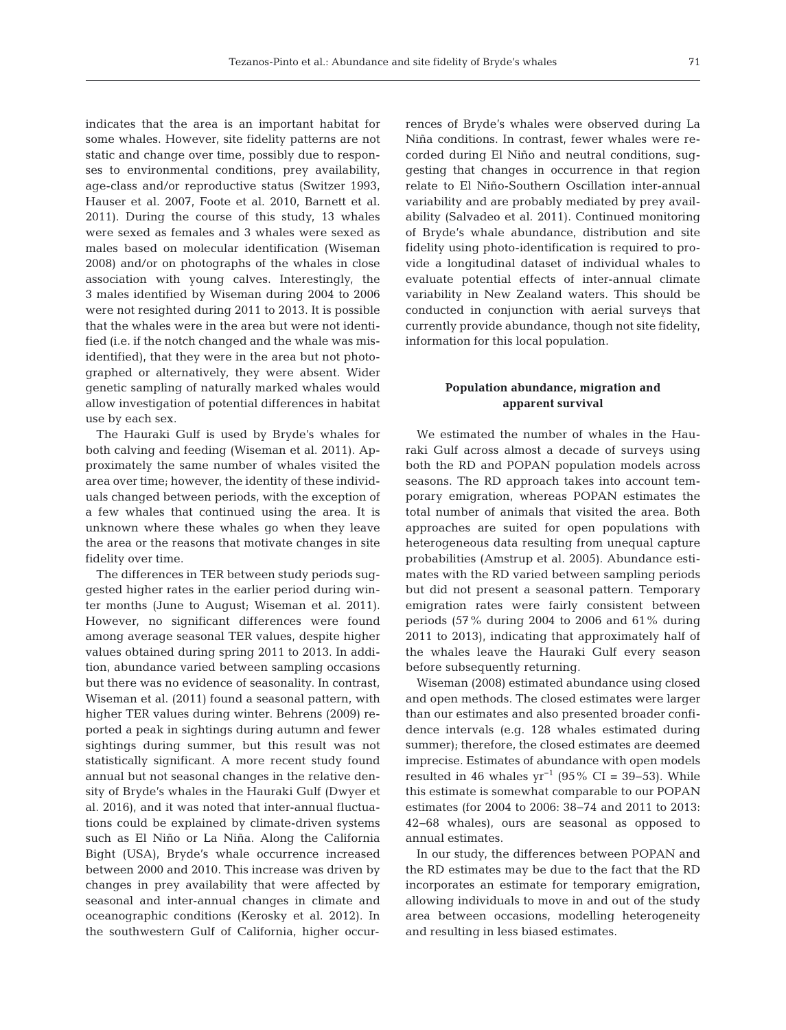indicates that the area is an important habitat for some whales. However, site fidelity patterns are not static and change over time, possibly due to responses to environmental conditions, prey availability, age-class and/or reproductive status (Switzer 1993, Hauser et al. 2007, Foote et al. 2010, Barnett et al. 2011). During the course of this study, 13 whales were sexed as females and 3 whales were sexed as males based on molecular identification (Wiseman 2008) and/or on photographs of the whales in close association with young calves. Interestingly, the 3 males identified by Wiseman during 2004 to 2006 were not resighted during 2011 to 2013. It is possible that the whales were in the area but were not identified (i.e. if the notch changed and the whale was misidentified), that they were in the area but not photographed or alternatively, they were absent. Wider genetic sampling of naturally marked whales would allow investigation of potential differences in habitat use by each sex.

The Hauraki Gulf is used by Bryde's whales for both calving and feeding (Wiseman et al. 2011). Approximately the same number of whales visited the area over time; however, the identity of these individuals changed between periods, with the exception of a few whales that continued using the area. It is unknown where these whales go when they leave the area or the reasons that motivate changes in site fidelity over time.

The differences in TER between study periods suggested higher rates in the earlier period during winter months (June to August; Wiseman et al. 2011). However, no significant differences were found among average seasonal TER values, despite higher values obtained during spring 2011 to 2013. In addition, abundance varied between sampling occasions but there was no evidence of seasonality. In contrast, Wiseman et al. (2011) found a seasonal pattern, with higher TER values during winter. Behrens (2009) reported a peak in sightings during autumn and fewer sightings during summer, but this result was not statistically significant. A more recent study found annual but not seasonal changes in the relative density of Bryde's whales in the Hauraki Gulf (Dwyer et al. 2016), and it was noted that inter-annual fluctuations could be explained by climate-driven systems such as El Niño or La Niña. Along the California Bight (USA), Bryde's whale occurrence increased between 2000 and 2010. This increase was driven by changes in prey availability that were affected by seasonal and inter-annual changes in climate and oceanographic conditions (Kerosky et al. 2012). In the southwestern Gulf of California, higher occurrences of Bryde's whales were observed during La Niña conditions. In contrast, fewer whales were recorded during El Niño and neutral conditions, suggesting that changes in occurrence in that region relate to El Niño-Southern Oscillation inter-annual variability and are probably mediated by prey availability (Salvadeo et al. 2011). Continued monitoring of Bryde's whale abundance, distribution and site fidelity using photo-identification is required to provide a longitudinal dataset of individual whales to evaluate potential effects of inter-annual climate variability in New Zealand waters. This should be conducted in conjunction with aerial surveys that currently provide abundance, though not site fidelity, information for this local population.

### Population abundance, migration and apparent survival

We estimated the number of whales in the Hauraki Gulf across almost a decade of surveys using both the RD and POPAN population models across seasons. The RD approach takes into account temporary emigration, whereas POPAN estimates the total number of animals that visited the area. Both approaches are suited for open populations with heterogeneous data resulting from unequal capture probabilities (Amstrup et al. 2005). Abundance estimates with the RD varied between sampling periods but did not present a seasonal pattern. Temporary emigration rates were fairly consistent between periods (57% during 2004 to 2006 and 61% during 2011 to 2013), indicating that approximately half of the whales leave the Hauraki Gulf every season before subsequently returning.

Wiseman (2008) estimated abundance using closed and open methods. The closed estimates were larger than our estimates and also presented broader confidence intervals (e.g. 128 whales estimated during summer); therefore, the closed estimates are deemed imprecise. Estimates of abundance with open models resulted in 46 whales $yr^{-1}$ (95% CI = 39–53). While this estimate is somewhat comparable to our POPAN estimates (for 2004 to 2006: 38–74 and 2011 to 2013: 42–68 whales), ours are seasonal as opposed to annual estimates.

In our study, the differences between POPAN and the RD estimates may be due to the fact that the RD incorporates an estimate for temporary emigration, allowing individuals to move in and out of the study area between occasions, modelling heterogeneity and resulting in less biased estimates.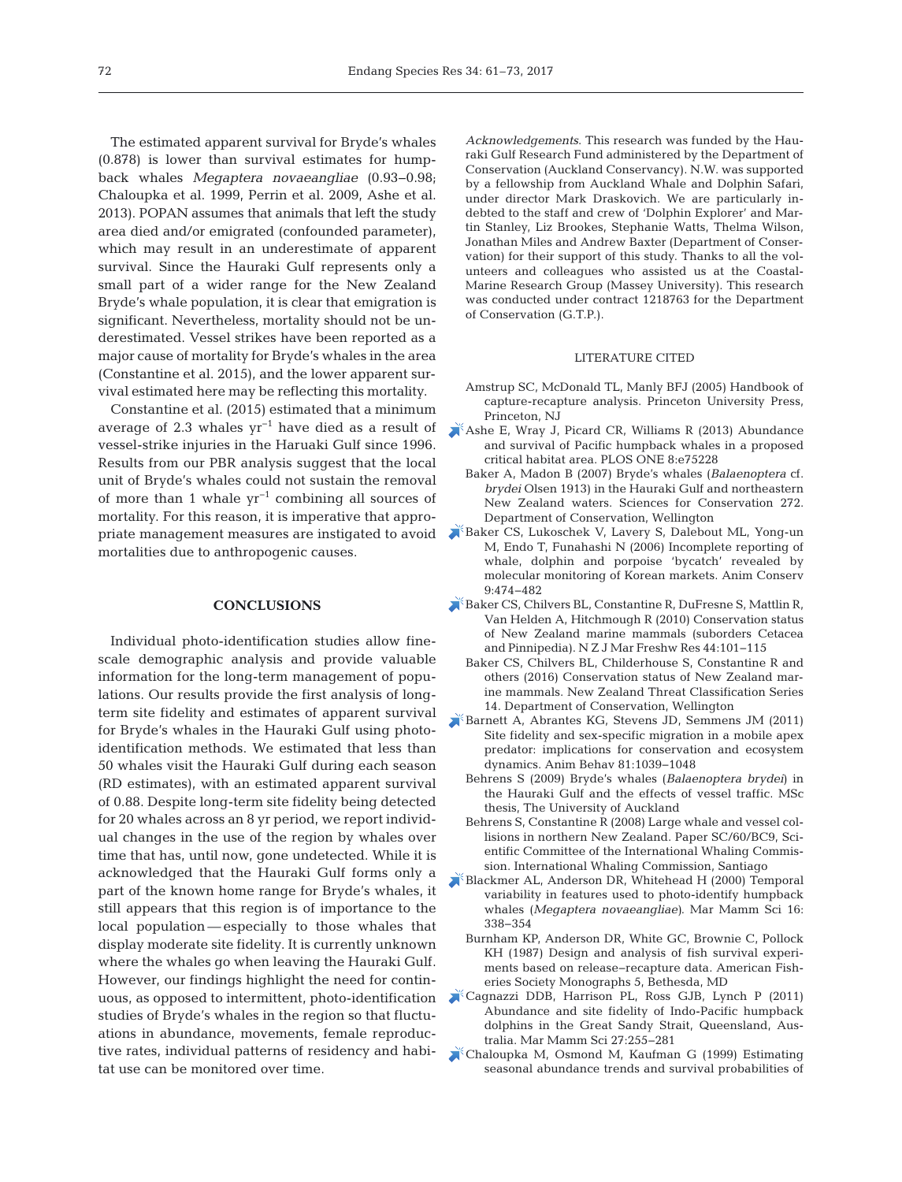The estimated apparent survival for Bryde's whales (0.878) is lower than survival estimates for humpback whales *Megaptera novaeangliae* (0.93–0.98; Chaloupka et al. 1999, Perrin et al. 2009, Ashe et al. 2013). POPAN assumes that animals that left the study area died and/or emigrated (confounded parameter), which may result in an underestimate of apparent survival. Since the Hauraki Gulf represents only a small part of a wider range for the New Zealand Bryde's whale population, it is clear that emigration is significant. Nevertheless, mortality should not be underestimated. Vessel strikes have been reported as a major cause of mortality for Bryde's whales in the area (Constantine et al. 2015), and the lower apparent survival estimated here may be reflecting this mortality.

Constantine et al. (2015) estimated that a minimum average of 2.3 whales $yr^{-1}$ have died as a result of vessel-strike injuries in the Haruaki Gulf since 1996. Results from our PBR analysis suggest that the local unit of Bryde's whales could not sustain the removal of more than 1 whale $yr^{-1}$ combining all sources of mortality. For this reason, it is imperative that appropriate management measures are instigated to avoid mortalities due to anthropogenic causes.

## CONCLUSIONS

Individual photo-identification studies allow fine-scale demographic analysis and provide valuable information for the long-term management of populations. Our results provide the first analysis of long-term site fidelity and estimates of apparent survival for Bryde's whales in the Hauraki Gulf using photo-identification methods. We estimated that less than 50 whales visit the Hauraki Gulf during each season (RD estimates), with an estimated apparent survival of 0.88. Despite long-term site fidelity being detected for 20 whales across an 8 yr period, we report individual changes in the use of the region by whales over time that has, until now, gone undetected. While it is acknowledged that the Hauraki Gulf forms only a part of the known home range for Bryde's whales, it still appears that this region is of importance to the local population — especially to those whales that display moderate site fidelity. It is currently unknown where the whales go when leaving the Hauraki Gulf. However, our findings highlight the need for continuous, as opposed to intermittent, photo-identification studies of Bryde's whales in the region so that fluctuations in abundance, movements, female reproductive rates, individual patterns of residency and habitat use can be monitored over time.

*Acknowledgements.* This research was funded by the Hauraki Gulf Research Fund administered by the Department of Conservation (Auckland Conservancy). N.W. was supported by a fellowship from Auckland Whale and Dolphin Safari, under director Mark Draskovich. We are particularly indebted to the staff and crew of 'Dolphin Explorer' and Martin Stanley, Liz Brookes, Stephanie Watts, Thelma Wilson, Jonathan Miles and Andrew Baxter (Department of Conservation) for their support of this study. Thanks to all the volunteers and colleagues who assisted us at the Coastal-Marine Research Group (Massey University). This research was conducted under contract 1218763 for the Department of Conservation (G.T.P.).

## LITERATURE CITED

- Amstrup SC, McDonald TL, Manly BFJ (2005) Handbook of capture-recapture analysis. Princeton University Press, Princeton, NJ
- Ashe E, Wray J, Picard CR, Williams R (2013) Abundance and survival of Pacific humpback whales in a proposed critical habitat area. PLOS ONE 8:e75228
- Baker A, Madon B (2007) Bryde's whales (*Balaenoptera* cf. *brydei* Olsen 1913) in the Hauraki Gulf and northeastern New Zealand waters. Sciences for Conservation 272. Department of Conservation, Wellington
- Baker CS, Lukoschek V, Lavery S, Dalebout ML, Yong-un M, Endo T, Funahashi N (2006) Incomplete reporting of whale, dolphin and porpoise 'bycatch' revealed by molecular monitoring of Korean markets. Anim Conserv 9:474–482
- Baker CS, Chilvers BL, Constantine R, DuFresne S, Mattlin R, Van Helden A, Hitchmough R (2010) Conservation status of New Zealand marine mammals (suborders Cetacea and Pinnipedia). N Z J Mar Freshw Res 44:101–115
- Baker CS, Chilvers BL, Childerhouse S, Constantine R and others (2016) Conservation status of New Zealand marine mammals. New Zealand Threat Classification Series 14. Department of Conservation, Wellington
- Barnett A, Abrantes KG, Stevens JD, Semmens JM (2011) Site fidelity and sex-specific migration in a mobile apex predator: implications for conservation and ecosystem dynamics. Anim Behav 81:1039–1048
- Behrens S (2009) Bryde's whales (*Balaenoptera brydei*) in the Hauraki Gulf and the effects of vessel traffic. MSc thesis, The University of Auckland
- Behrens S, Constantine R (2008) Large whale and vessel collisions in northern New Zealand. Paper SC/60/BC9, Scientific Committee of the International Whaling Commission. International Whaling Commission, Santiago
- Blackmer AL, Anderson DR, Whitehead H (2000) Temporal variability in features used to photo-identify humpback whales (*Megaptera novaeangliae*). Mar Mamm Sci 16: 338–354
- Burnham KP, Anderson DR, White GC, Brownie C, Pollock KH (1987) Design and analysis of fish survival experiments based on release–recapture data. American Fisheries Society Monographs 5, Bethesda, MD
- Cagnazzi DDB, Harrison PL, Ross GJB, Lynch P (2011) Abundance and site fidelity of Indo-Pacific humpback dolphins in the Great Sandy Strait, Queensland, Australia. Mar Mamm Sci 27:255–281
- Chaloupka M, Osmond M, Kaufman G (1999) Estimating seasonal abundance trends and survival probabilities of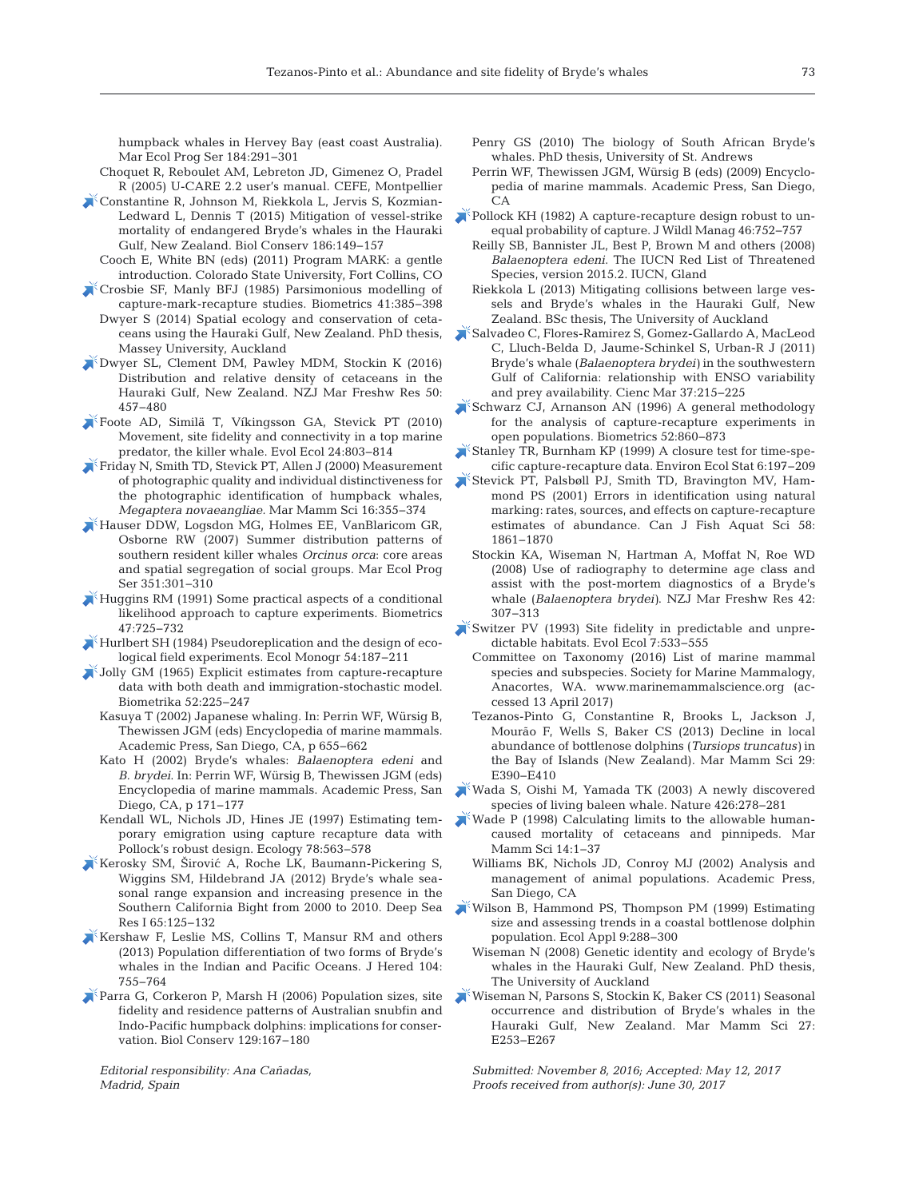humpback whales in Hervey Bay (east coast Australia). Mar Ecol Prog Ser 184:291–301

Choquet R, Reboulet AM, Lebreton JD, Gimenez O, Pradel R (2005) U-CARE 2.2 user's manual. CEFE, Montpellier

Constantine R, Johnson M, Riekkola L, Jervis S, Kozmian-Ledward L, Dennis T (2015) Mitigation of vessel-strike mortality of endangered Bryde's whales in the Hauraki Gulf, New Zealand. Biol Conserv 186:149–157

Cooch E, White BN (eds) (2011) Program MARK: a gentle introduction. Colorado State University, Fort Collins, CO

Crosbie SF, Manly BFJ (1985) Parsimonious modelling of capture-mark-recapture studies. Biometrics 41:385–398

Dwyer S (2014) Spatial ecology and conservation of cetaceans using the Hauraki Gulf, New Zealand. PhD thesis, Massey University, Auckland

Dwyer SL, Clement DM, Pawley MDM, Stockin K (2016) Distribution and relative density of cetaceans in the Hauraki Gulf, New Zealand. NZJ Mar Freshw Res 50: 457–480

Foote AD, Similä T, Víkingsson GA, Stevick PT (2010) Movement, site fidelity and connectivity in a top marine predator, the killer whale. Evol Ecol 24:803–814

Friday N, Smith TD, Stevick PT, Allen J (2000) Measurement of photographic quality and individual distinctiveness for the photographic identification of humpback whales, *Megaptera novaeangliae*. Mar Mamm Sci 16:355–374

Hauser DDW, Logsdon MG, Holmes EE, VanBlaricom GR, Osborne RW (2007) Summer distribution patterns of southern resident killer whales *Orcinus orca*: core areas and spatial segregation of social groups. Mar Ecol Prog Ser 351:301–310

Huggins RM (1991) Some practical aspects of a conditional likelihood approach to capture experiments. Biometrics 47:725–732

Hurlbert SH (1984) Pseudoreplication and the design of ecological field experiments. Ecol Monogr 54:187–211

Jolly GM (1965) Explicit estimates from capture-recapture data with both death and immigration-stochastic model. Biometrika 52:225–247

Kasuya T (2002) Japanese whaling. In: Perrin WF, Würsig B, Thewissen JGM (eds) Encyclopedia of marine mammals. Academic Press, San Diego, CA, p 655–662

Kato H (2002) Bryde's whales: *Balaenoptera edeni* and *B. brydei*. In: Perrin WF, Würsig B, Thewissen JGM (eds) Encyclopedia of marine mammals. Academic Press, San Diego, CA, p 171–177

Kendall WL, Nichols JD, Hines JE (1997) Estimating temporary emigration using capture recapture data with Pollock's robust design. Ecology 78:563–578

Kerosky SM, Širović A, Roche LK, Baumann-Pickering S, Wiggins SM, Hildebrand JA (2012) Bryde's whale seasonal range expansion and increasing presence in the Southern California Bight from 2000 to 2010. Deep Sea Res I 65:125–132

Kershaw F, Leslie MS, Collins T, Mansur RM and others (2013) Population differentiation of two forms of Bryde's whales in the Indian and Pacific Oceans. J Hered 104: 755–764

Parra G, Corkeron P, Marsh H (2006) Population sizes, site fidelity and residence patterns of Australian snubfin and Indo-Pacific humpback dolphins: implications for conservation. Biol Conserv 129:167–180

Penry GS (2010) The biology of South African Bryde's whales. PhD thesis, University of St. Andrews

Perrin WF, Thewissen JGM, Würsig B (eds) (2009) Encyclopedia of marine mammals. Academic Press, San Diego, CA

Pollock KH (1982) A capture-recapture design robust to unequal probability of capture. J Wildl Manag 46:752–757

Reilly SB, Bannister JL, Best P, Brown M and others (2008) *Balaenoptera edeni*. The IUCN Red List of Threatened Species, version 2015.2. IUCN, Gland

Riekkola L (2013) Mitigating collisions between large vessels and Bryde's whales in the Hauraki Gulf, New Zealand. BSc thesis, The University of Auckland

Salvadeo C, Flores-Ramirez S, Gomez-Gallardo A, MacLeod C, Lluch-Belda D, Jaume-Schinkel S, Urban-R J (2011) Bryde's whale (*Balaenoptera brydei*) in the southwestern Gulf of California: relationship with ENSO variability and prey availability. Cienc Mar 37:215–225

Schwarz CJ, Arnanson AN (1996) A general methodology for the analysis of capture-recapture experiments in open populations. Biometrics 52:860–873

Stanley TR, Burnham KP (1999) A closure test for time-specific capture-recapture data. Environ Ecol Stat 6:197–209

Stevick PT, Palsbøll PJ, Smith TD, Bravington MV, Hammond PS (2001) Errors in identification using natural marking: rates, sources, and effects on capture-recapture estimates of abundance. Can J Fish Aquat Sci 58: 1861–1870

Stockin KA, Wiseman N, Hartman A, Moffat N, Roe WD (2008) Use of radiography to determine age class and assist with the post-mortem diagnostics of a Bryde's whale (*Balaenoptera brydei*). NZJ Mar Freshw Res 42: 307–313

Switzer PV (1993) Site fidelity in predictable and unpredictable habitats. Evol Ecol 7:533–555

Committee on Taxonomy (2016) List of marine mammal species and subspecies. Society for Marine Mammalogy, Anacortes, WA. www.marinemammalscience.org (accessed 13 April 2017)

Tezanos-Pinto G, Constantine R, Brooks L, Jackson J, Mourão F, Wells S, Baker CS (2013) Decline in local abundance of bottlenose dolphins (*Tursiops truncatus*) in the Bay of Islands (New Zealand). Mar Mamm Sci 29: E390–E410

Wada S, Oishi M, Yamada TK (2003) A newly discovered species of living baleen whale. Nature 426:278–281

Wade P (1998) Calculating limits to the allowable human-caused mortality of cetaceans and pinnipeds. Mar Mamm Sci 14:1–37

Williams BK, Nichols JD, Conroy MJ (2002) Analysis and management of animal populations. Academic Press, San Diego, CA

Wilson B, Hammond PS, Thompson PM (1999) Estimating size and assessing trends in a coastal bottlenose dolphin population. Ecol Appl 9:288–300

Wiseman N (2008) Genetic identity and ecology of Bryde's whales in the Hauraki Gulf, New Zealand. PhD thesis, The University of Auckland

Wiseman N, Parsons S, Stockin K, Baker CS (2011) Seasonal occurrence and distribution of Bryde's whales in the Hauraki Gulf, New Zealand. Mar Mamm Sci 27: E253–E267

*Editorial responsibility: Ana Cañadas, Madrid, Spain*

*Submitted: November 8, 2016; Accepted: May 12, 2017*
*Proofs received from author(s): June 30, 2017*